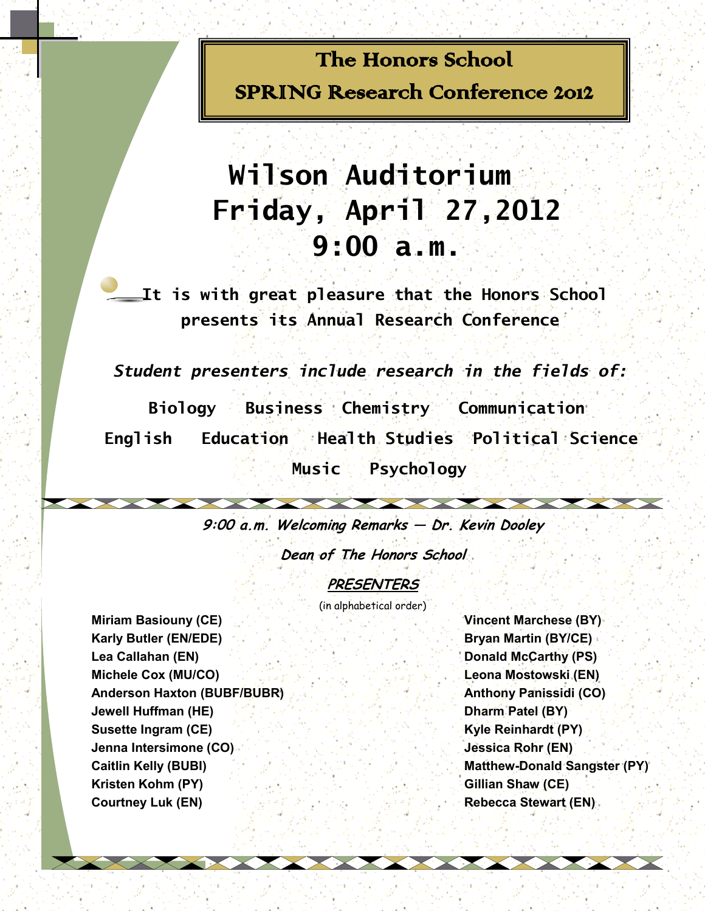# The Honors School

## SPRING Research Conference 2012

## Wilson Auditorium
## Friday, April 27,2012
## 9:00 a.m.

It is with great pleasure that the Honors School presents its Annual Research Conference

***Student presenters include research in the fields of:***

**Biology Business Chemistry Communication English Education Health Studies Political Science Music Psychology**

***9:00 a.m. Welcoming Remarks — Dr. Kevin Dooley***

***Dean of The Honors School***

***PRESENTERS***

(in alphabetical order)

**Miriam Basiouny (CE)**
**Karly Butler (EN/EDE)**
**Lea Callahan (EN)**
**Michele Cox (MU/CO)**
**Anderson Haxton (BUBF/BUBR)**
**Jewell Huffman (HE)**
**Susette Ingram (CE)**
**Jenna Intersimone (CO)**
**Caitlin Kelly (BUBI)**
**Kristen Kohm (PY)**
**Courtney Luk (EN)**
**Vincent Marchese (BY)**
**Bryan Martin (BY/CE)**
**Donald McCarthy (PS)**
**Leona Mostowski (EN)**
**Anthony Panissidi (CO)**
**Dharm Patel (BY)**
**Kyle Reinhardt (PY)**
**Jessica Rohr (EN)**
**Matthew-Donald Sangster (PY)**
**Gillian Shaw (CE)**
**Rebecca Stewart (EN)**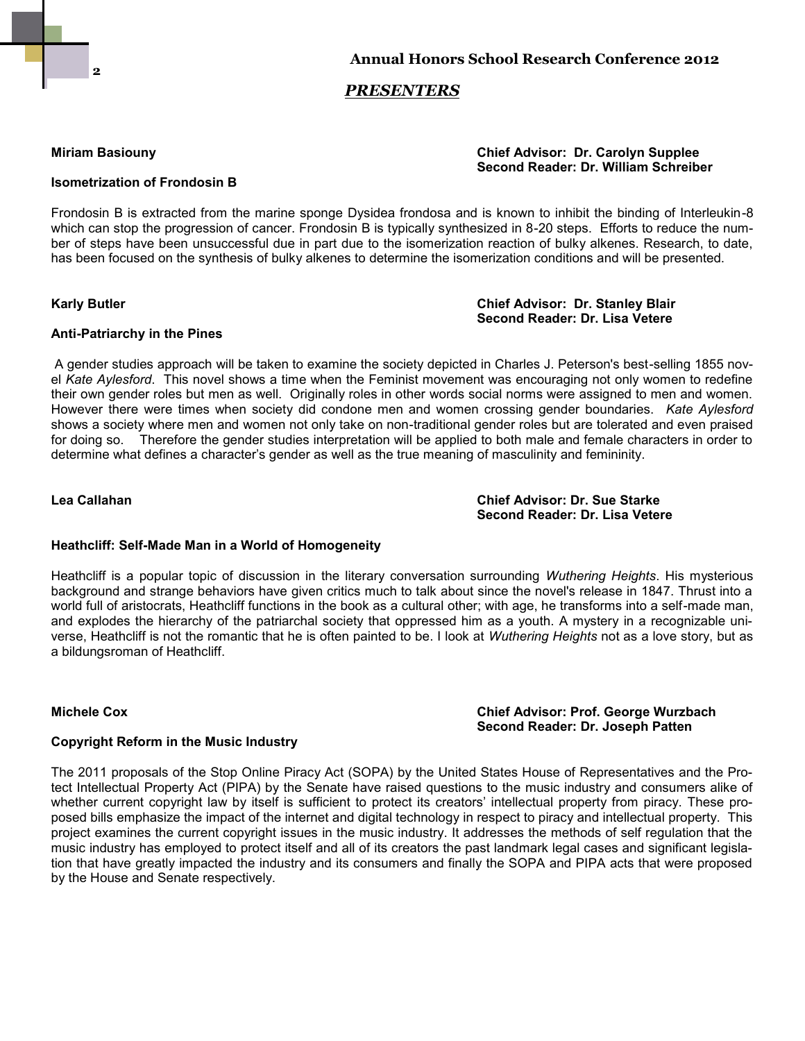## *PRESENTERS*

**Miriam Basiouny**

**Chief Advisor: Dr. Carolyn Supplee**
**Second Reader: Dr. William Schreiber**

**Isometrization of Frondosin B**

Frondosin B is extracted from the marine sponge Dysidea frondosa and is known to inhibit the binding of Interleukin-8 which can stop the progression of cancer. Frondosin B is typically synthesized in 8-20 steps. Efforts to reduce the number of steps have been unsuccessful due in part due to the isomerization reaction of bulky alkenes. Research, to date, has been focused on the synthesis of bulky alkenes to determine the isomerization conditions and will be presented.

**Karly Butler**

**Chief Advisor: Dr. Stanley Blair**
**Second Reader: Dr. Lisa Vetere**

**Anti-Patriarchy in the Pines**

A gender studies approach will be taken to examine the society depicted in Charles J. Peterson's best-selling 1855 novel *Kate Aylesford*. This novel shows a time when the Feminist movement was encouraging not only women to redefine their own gender roles but men as well. Originally roles in other words social norms were assigned to men and women. However there were times when society did condone men and women crossing gender boundaries. *Kate Aylesford* shows a society where men and women not only take on non-traditional gender roles but are tolerated and even praised for doing so. Therefore the gender studies interpretation will be applied to both male and female characters in order to determine what defines a character's gender as well as the true meaning of masculinity and femininity.

**Lea Callahan**

**Chief Advisor: Dr. Sue Starke**
**Second Reader: Dr. Lisa Vetere**

**Heathcliff: Self-Made Man in a World of Homogeneity**

Heathcliff is a popular topic of discussion in the literary conversation surrounding *Wuthering Heights*. His mysterious background and strange behaviors have given critics much to talk about since the novel's release in 1847. Thrust into a world full of aristocrats, Heathcliff functions in the book as a cultural other; with age, he transforms into a self-made man, and explodes the hierarchy of the patriarchal society that oppressed him as a youth. A mystery in a recognizable universe, Heathcliff is not the romantic that he is often painted to be. I look at *Wuthering Heights* not as a love story, but as a bildungsroman of Heathcliff.

**Michele Cox**

**Chief Advisor: Prof. George Wurzbach**
**Second Reader: Dr. Joseph Patten**

**Copyright Reform in the Music Industry**

The 2011 proposals of the Stop Online Piracy Act (SOPA) by the United States House of Representatives and the Protect Intellectual Property Act (PIPA) by the Senate have raised questions to the music industry and consumers alike of whether current copyright law by itself is sufficient to protect its creators' intellectual property from piracy. These proposed bills emphasize the impact of the internet and digital technology in respect to piracy and intellectual property. This project examines the current copyright issues in the music industry. It addresses the methods of self regulation that the music industry has employed to protect itself and all of its creators the past landmark legal cases and significant legislation that have greatly impacted the industry and its consumers and finally the SOPA and PIPA acts that were proposed by the House and Senate respectively.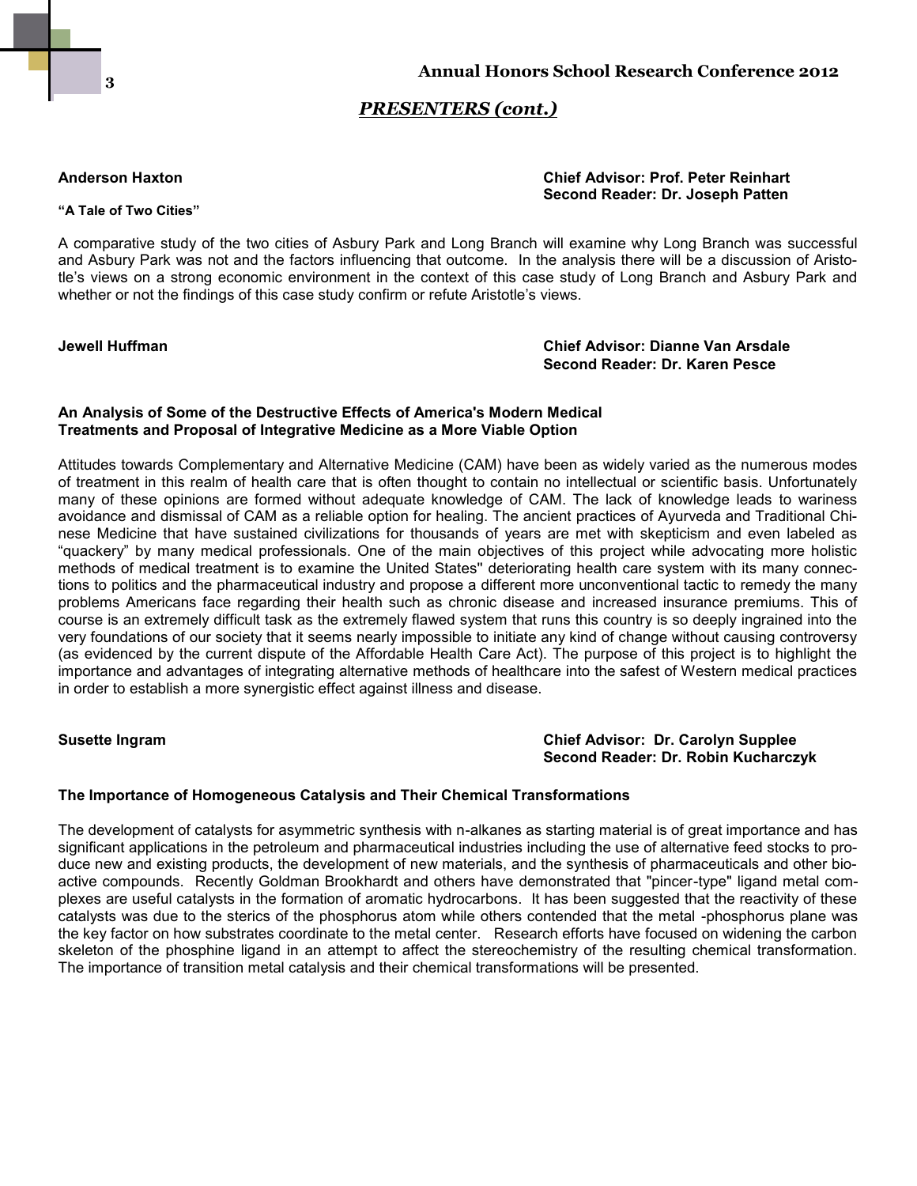## *PRESENTERS (cont.)*

**Anderson Haxton**

**Chief Advisor: Prof. Peter Reinhart**
**Second Reader: Dr. Joseph Patten**

**"A Tale of Two Cities"**

A comparative study of the two cities of Asbury Park and Long Branch will examine why Long Branch was successful and Asbury Park was not and the factors influencing that outcome. In the analysis there will be a discussion of Aristotle's views on a strong economic environment in the context of this case study of Long Branch and Asbury Park and whether or not the findings of this case study confirm or refute Aristotle's views.

**Jewell Huffman**

**Chief Advisor: Dianne Van Arsdale**
**Second Reader: Dr. Karen Pesce**

**An Analysis of Some of the Destructive Effects of America's Modern Medical Treatments and Proposal of Integrative Medicine as a More Viable Option**

Attitudes towards Complementary and Alternative Medicine (CAM) have been as widely varied as the numerous modes of treatment in this realm of health care that is often thought to contain no intellectual or scientific basis. Unfortunately many of these opinions are formed without adequate knowledge of CAM. The lack of knowledge leads to wariness avoidance and dismissal of CAM as a reliable option for healing. The ancient practices of Ayurveda and Traditional Chinese Medicine that have sustained civilizations for thousands of years are met with skepticism and even labeled as "quackery" by many medical professionals. One of the main objectives of this project while advocating more holistic methods of medical treatment is to examine the United States" deteriorating health care system with its many connections to politics and the pharmaceutical industry and propose a different more unconventional tactic to remedy the many problems Americans face regarding their health such as chronic disease and increased insurance premiums. This of course is an extremely difficult task as the extremely flawed system that runs this country is so deeply ingrained into the very foundations of our society that it seems nearly impossible to initiate any kind of change without causing controversy (as evidenced by the current dispute of the Affordable Health Care Act). The purpose of this project is to highlight the importance and advantages of integrating alternative methods of healthcare into the safest of Western medical practices in order to establish a more synergistic effect against illness and disease.

**Susette Ingram**

**Chief Advisor: Dr. Carolyn Supplee**
**Second Reader: Dr. Robin Kucharczyk**

**The Importance of Homogeneous Catalysis and Their Chemical Transformations**

The development of catalysts for asymmetric synthesis with n-alkanes as starting material is of great importance and has significant applications in the petroleum and pharmaceutical industries including the use of alternative feed stocks to produce new and existing products, the development of new materials, and the synthesis of pharmaceuticals and other bioactive compounds. Recently Goldman Brookhardt and others have demonstrated that "pincer-type" ligand metal complexes are useful catalysts in the formation of aromatic hydrocarbons. It has been suggested that the reactivity of these catalysts was due to the sterics of the phosphorus atom while others contended that the metal -phosphorus plane was the key factor on how substrates coordinate to the metal center. Research efforts have focused on widening the carbon skeleton of the phosphine ligand in an attempt to affect the stereochemistry of the resulting chemical transformation. The importance of transition metal catalysis and their chemical transformations will be presented.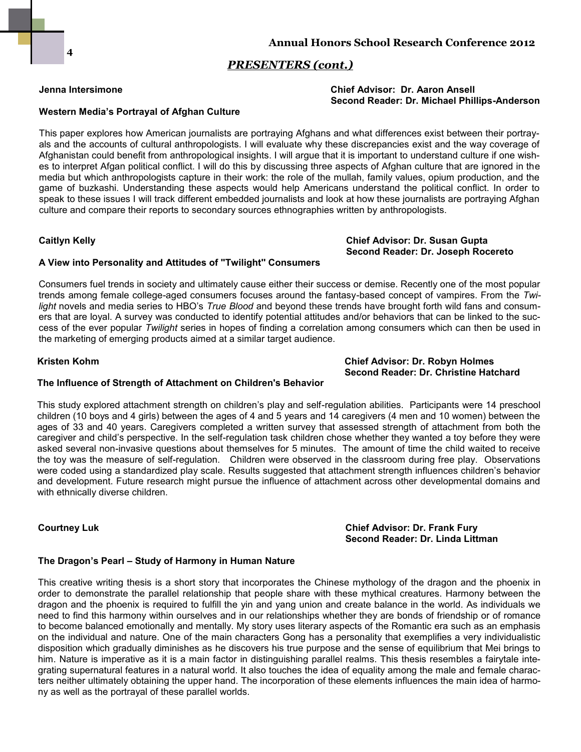## *PRESENTERS (cont.)*

**Jenna Intersimone**

**Chief Advisor: Dr. Aaron Ansell**
**Second Reader: Dr. Michael Phillips-Anderson**

**Western Media's Portrayal of Afghan Culture**

This paper explores how American journalists are portraying Afghans and what differences exist between their portrayals and the accounts of cultural anthropologists. I will evaluate why these discrepancies exist and the way coverage of Afghanistan could benefit from anthropological insights. I will argue that it is important to understand culture if one wishes to interpret Afgan political conflict. I will do this by discussing three aspects of Afghan culture that are ignored in the media but which anthropologists capture in their work: the role of the mullah, family values, opium production, and the game of buzkashi. Understanding these aspects would help Americans understand the political conflict. In order to speak to these issues I will track different embedded journalists and look at how these journalists are portraying Afghan culture and compare their reports to secondary sources ethnographies written by anthropologists.

**Caitlyn Kelly**

**Chief Advisor: Dr. Susan Gupta**
**Second Reader: Dr. Joseph Rocereto**

**A View into Personality and Attitudes of "Twilight" Consumers**

Consumers fuel trends in society and ultimately cause either their success or demise. Recently one of the most popular trends among female college-aged consumers focuses around the fantasy-based concept of vampires. From the *Twilight* novels and media series to HBO's *True Blood* and beyond these trends have brought forth wild fans and consumers that are loyal. A survey was conducted to identify potential attitudes and/or behaviors that can be linked to the success of the ever popular *Twilight* series in hopes of finding a correlation among consumers which can then be used in the marketing of emerging products aimed at a similar target audience.

**Kristen Kohm**

**Chief Advisor: Dr. Robyn Holmes**
**Second Reader: Dr. Christine Hatchard**

**The Influence of Strength of Attachment on Children's Behavior**

This study explored attachment strength on children's play and self-regulation abilities. Participants were 14 preschool children (10 boys and 4 girls) between the ages of 4 and 5 years and 14 caregivers (4 men and 10 women) between the ages of 33 and 40 years. Caregivers completed a written survey that assessed strength of attachment from both the caregiver and child's perspective. In the self-regulation task children chose whether they wanted a toy before they were asked several non-invasive questions about themselves for 5 minutes. The amount of time the child waited to receive the toy was the measure of self-regulation. Children were observed in the classroom during free play. Observations were coded using a standardized play scale. Results suggested that attachment strength influences children's behavior and development. Future research might pursue the influence of attachment across other developmental domains and with ethnically diverse children.

**Courtney Luk**

**Chief Advisor: Dr. Frank Fury**
**Second Reader: Dr. Linda Littman**

**The Dragon's Pearl – Study of Harmony in Human Nature**

This creative writing thesis is a short story that incorporates the Chinese mythology of the dragon and the phoenix in order to demonstrate the parallel relationship that people share with these mythical creatures. Harmony between the dragon and the phoenix is required to fulfill the yin and yang union and create balance in the world. As individuals we need to find this harmony within ourselves and in our relationships whether they are bonds of friendship or of romance to become balanced emotionally and mentally. My story uses literary aspects of the Romantic era such as an emphasis on the individual and nature. One of the main characters Gong has a personality that exemplifies a very individualistic disposition which gradually diminishes as he discovers his true purpose and the sense of equilibrium that Mei brings to him. Nature is imperative as it is a main factor in distinguishing parallel realms. This thesis resembles a fairytale integrating supernatural features in a natural world. It also touches the idea of equality among the male and female characters neither ultimately obtaining the upper hand. The incorporation of these elements influences the main idea of harmony as well as the portrayal of these parallel worlds.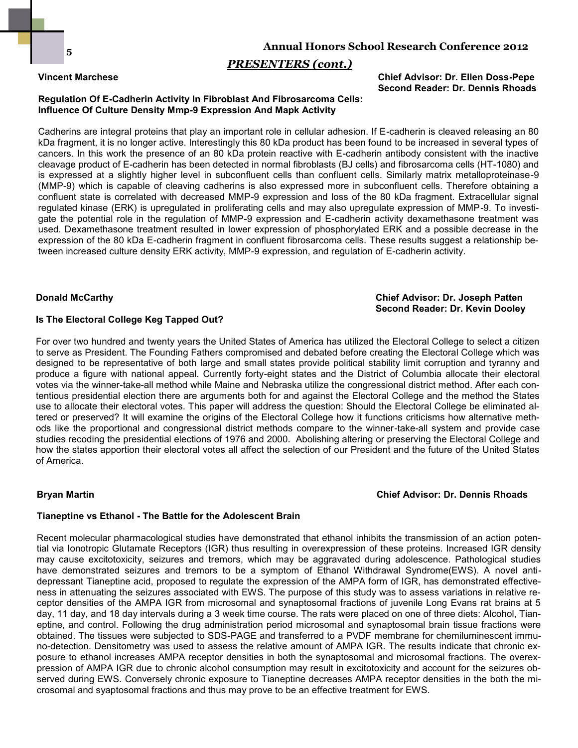## *PRESENTERS (cont.)*

**Vincent Marchese**

**Chief Advisor: Dr. Ellen Doss-Pepe**
**Second Reader: Dr. Dennis Rhoads**

**Regulation Of E-Cadherin Activity In Fibroblast And Fibrosarcoma Cells: Influence Of Culture Density Mmp-9 Expression And Mapk Activity**

Cadherins are integral proteins that play an important role in cellular adhesion. If E-cadherin is cleaved releasing an 80 kDa fragment, it is no longer active. Interestingly this 80 kDa product has been found to be increased in several types of cancers. In this work the presence of an 80 kDa protein reactive with E-cadherin antibody consistent with the inactive cleavage product of E-cadherin has been detected in normal fibroblasts (BJ cells) and fibrosarcoma cells (HT-1080) and is expressed at a slightly higher level in subconfluent cells than confluent cells. Similarly matrix metalloproteinase-9 (MMP-9) which is capable of cleaving cadherins is also expressed more in subconfluent cells. Therefore obtaining a confluent state is correlated with decreased MMP-9 expression and loss of the 80 kDa fragment. Extracellular signal regulated kinase (ERK) is upregulated in proliferating cells and may also upregulate expression of MMP-9. To investigate the potential role in the regulation of MMP-9 expression and E-cadherin activity dexamethasone treatment was used. Dexamethasone treatment resulted in lower expression of phosphorylated ERK and a possible decrease in the expression of the 80 kDa E-cadherin fragment in confluent fibrosarcoma cells. These results suggest a relationship between increased culture density ERK activity, MMP-9 expression, and regulation of E-cadherin activity.

**Donald McCarthy**

**Chief Advisor: Dr. Joseph Patten**
**Second Reader: Dr. Kevin Dooley**

**Is The Electoral College Keg Tapped Out?**

For over two hundred and twenty years the United States of America has utilized the Electoral College to select a citizen to serve as President. The Founding Fathers compromised and debated before creating the Electoral College which was designed to be representative of both large and small states provide political stability limit corruption and tyranny and produce a figure with national appeal. Currently forty-eight states and the District of Columbia allocate their electoral votes via the winner-take-all method while Maine and Nebraska utilize the congressional district method. After each contentious presidential election there are arguments both for and against the Electoral College and the method the States use to allocate their electoral votes. This paper will address the question: Should the Electoral College be eliminated altered or preserved? It will examine the origins of the Electoral College how it functions criticisms how alternative methods like the proportional and congressional district methods compare to the winner-take-all system and provide case studies recoding the presidential elections of 1976 and 2000. Abolishing altering or preserving the Electoral College and how the states apportion their electoral votes all affect the selection of our President and the future of the United States of America.

**Bryan Martin**

**Chief Advisor: Dr. Dennis Rhoads**

**Tianeptine vs Ethanol - The Battle for the Adolescent Brain**

Recent molecular pharmacological studies have demonstrated that ethanol inhibits the transmission of an action potential via Ionotropic Glutamate Receptors (IGR) thus resulting in overexpression of these proteins. Increased IGR density may cause excitotoxicity, seizures and tremors, which may be aggravated during adolescence. Pathological studies have demonstrated seizures and tremors to be a symptom of Ethanol Withdrawal Syndrome(EWS). A novel antidepressant Tianeptine acid, proposed to regulate the expression of the AMPA form of IGR, has demonstrated effectiveness in attenuating the seizures associated with EWS. The purpose of this study was to assess variations in relative receptor densities of the AMPA IGR from microsomal and synaptosomal fractions of juvenile Long Evans rat brains at 5 day, 11 day, and 18 day intervals during a 3 week time course. The rats were placed on one of three diets: Alcohol, Tianeptine, and control. Following the drug administration period microsomal and synaptosomal brain tissue fractions were obtained. The tissues were subjected to SDS-PAGE and transferred to a PVDF membrane for chemiluminescent immuno-detection. Densitometry was used to assess the relative amount of AMPA IGR. The results indicate that chronic exposure to ethanol increases AMPA receptor densities in both the synaptosomal and microsomal fractions. The overexpression of AMPA IGR due to chronic alcohol consumption may result in excitotoxicity and account for the seizures observed during EWS. Conversely chronic exposure to Tianeptine decreases AMPA receptor densities in the both the microsomal and syaptosomal fractions and thus may prove to be an effective treatment for EWS.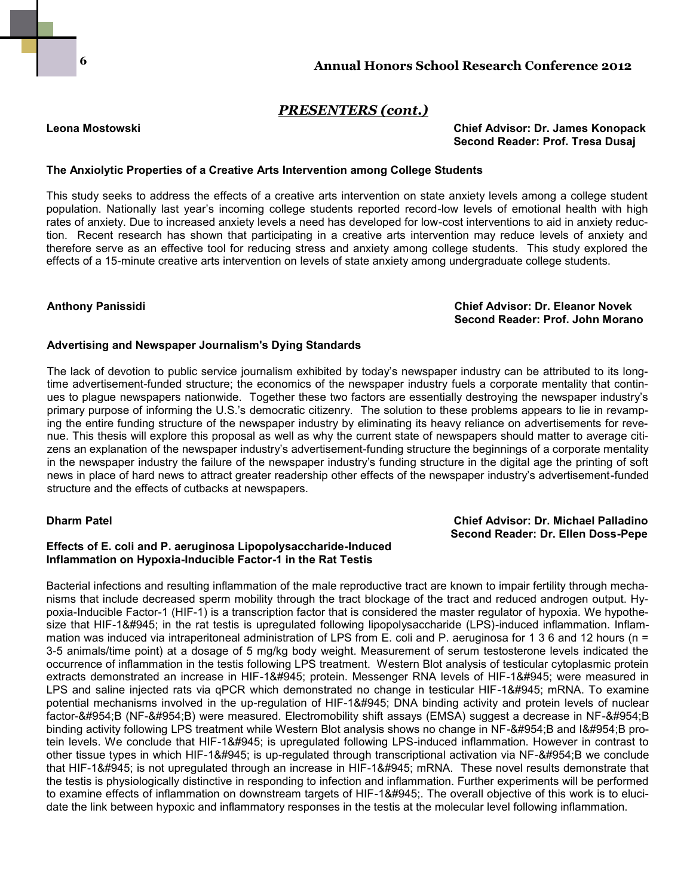## *PRESENTERS (cont.)*

**Leona Mostowski**

**Chief Advisor: Dr. James Konopack**
**Second Reader: Prof. Tresa Dusaj**

**The Anxiolytic Properties of a Creative Arts Intervention among College Students**

This study seeks to address the effects of a creative arts intervention on state anxiety levels among a college student population. Nationally last year's incoming college students reported record-low levels of emotional health with high rates of anxiety. Due to increased anxiety levels a need has developed for low-cost interventions to aid in anxiety reduction. Recent research has shown that participating in a creative arts intervention may reduce levels of anxiety and therefore serve as an effective tool for reducing stress and anxiety among college students. This study explored the effects of a 15-minute creative arts intervention on levels of state anxiety among undergraduate college students.

**Anthony Panissidi**

**Chief Advisor: Dr. Eleanor Novek**
**Second Reader: Prof. John Morano**

**Advertising and Newspaper Journalism's Dying Standards**

The lack of devotion to public service journalism exhibited by today's newspaper industry can be attributed to its long-time advertisement-funded structure; the economics of the newspaper industry fuels a corporate mentality that continues to plague newspapers nationwide. Together these two factors are essentially destroying the newspaper industry's primary purpose of informing the U.S.'s democratic citizenry. The solution to these problems appears to lie in revamping the entire funding structure of the newspaper industry by eliminating its heavy reliance on advertisements for revenue. This thesis will explore this proposal as well as why the current state of newspapers should matter to average citizens an explanation of the newspaper industry's advertisement-funding structure the beginnings of a corporate mentality in the newspaper industry the failure of the newspaper industry's funding structure in the digital age the printing of soft news in place of hard news to attract greater readership other effects of the newspaper industry's advertisement-funded structure and the effects of cutbacks at newspapers.

**Dharm Patel**

**Chief Advisor: Dr. Michael Palladino**
**Second Reader: Dr. Ellen Doss-Pepe**

**Effects of E. coli and P. aeruginosa Lipopolysaccharide-Induced Inflammation on Hypoxia-Inducible Factor-1 in the Rat Testis**

Bacterial infections and resulting inflammation of the male reproductive tract are known to impair fertility through mechanisms that include decreased sperm mobility through the tract blockage of the tract and reduced androgen output. Hypoxia-Inducible Factor-1 (HIF-1) is a transcription factor that is considered the master regulator of hypoxia. We hypothesize that HIF-1&#945; in the rat testis is upregulated following lipopolysaccharide (LPS)-induced inflammation. Inflammation was induced via intraperitoneal administration of LPS from E. coli and P. aeruginosa for 1 3 6 and 12 hours (n = 3-5 animals/time point) at a dosage of 5 mg/kg body weight. Measurement of serum testosterone levels indicated the occurrence of inflammation in the testis following LPS treatment. Western Blot analysis of testicular cytoplasmic protein extracts demonstrated an increase in HIF-1&#945; protein. Messenger RNA levels of HIF-1&#945; were measured in LPS and saline injected rats via qPCR which demonstrated no change in testicular HIF-1&#945; mRNA. To examine potential mechanisms involved in the up-regulation of HIF-1&#945; DNA binding activity and protein levels of nuclear factor-&#954;B (NF-&#954;B) were measured. Electromobility shift assays (EMSA) suggest a decrease in NF-&#954;B binding activity following LPS treatment while Western Blot analysis shows no change in NF-&#954;B and I&#954;B protein levels. We conclude that HIF-1&#945; is upregulated following LPS-induced inflammation. However in contrast to other tissue types in which HIF-1&#945; is up-regulated through transcriptional activation via NF-&#954;B we conclude that HIF-1&#945; is not upregulated through an increase in HIF-1&#945; mRNA. These novel results demonstrate that the testis is physiologically distinctive in responding to infection and inflammation. Further experiments will be performed to examine effects of inflammation on downstream targets of HIF-1&#945;. The overall objective of this work is to elucidate the link between hypoxic and inflammatory responses in the testis at the molecular level following inflammation.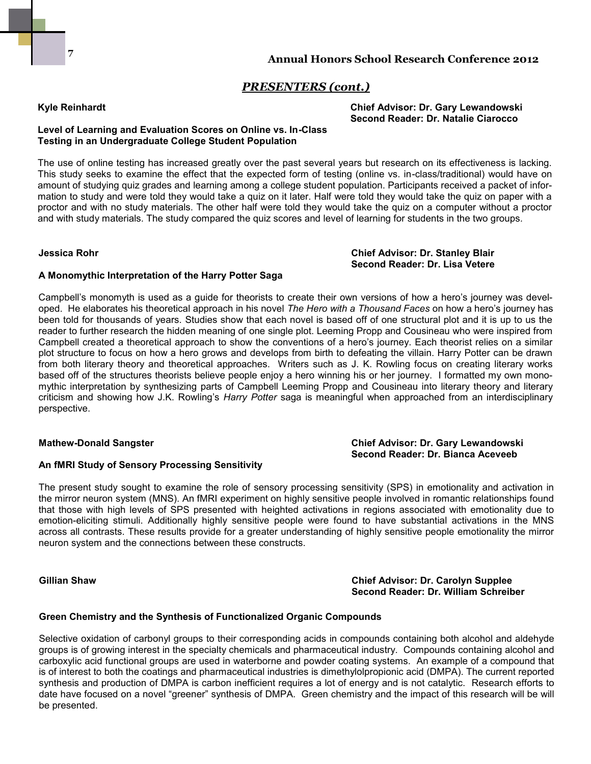## *PRESENTERS (cont.)*

**Kyle Reinhardt**

**Chief Advisor: Dr. Gary Lewandowski**
**Second Reader: Dr. Natalie Ciarocco**

**Level of Learning and Evaluation Scores on Online vs. In-Class Testing in an Undergraduate College Student Population**

The use of online testing has increased greatly over the past several years but research on its effectiveness is lacking. This study seeks to examine the effect that the expected form of testing (online vs. in-class/traditional) would have on amount of studying quiz grades and learning among a college student population. Participants received a packet of information to study and were told they would take a quiz on it later. Half were told they would take the quiz on paper with a proctor and with no study materials. The other half were told they would take the quiz on a computer without a proctor and with study materials. The study compared the quiz scores and level of learning for students in the two groups.

**Jessica Rohr**

**Chief Advisor: Dr. Stanley Blair**
**Second Reader: Dr. Lisa Vetere**

**A Monomythic Interpretation of the Harry Potter Saga**

Campbell's monomyth is used as a guide for theorists to create their own versions of how a hero's journey was developed. He elaborates his theoretical approach in his novel *The Hero with a Thousand Faces* on how a hero's journey has been told for thousands of years. Studies show that each novel is based off of one structural plot and it is up to us the reader to further research the hidden meaning of one single plot. Leeming Propp and Cousineau who were inspired from Campbell created a theoretical approach to show the conventions of a hero's journey. Each theorist relies on a similar plot structure to focus on how a hero grows and develops from birth to defeating the villain. Harry Potter can be drawn from both literary theory and theoretical approaches. Writers such as J. K. Rowling focus on creating literary works based off of the structures theorists believe people enjoy a hero winning his or her journey. I formatted my own monomythic interpretation by synthesizing parts of Campbell Leeming Propp and Cousineau into literary theory and literary criticism and showing how J.K. Rowling's *Harry Potter* saga is meaningful when approached from an interdisciplinary perspective.

**Mathew-Donald Sangster**

**Chief Advisor: Dr. Gary Lewandowski**
**Second Reader: Dr. Bianca Aceveeb**

**An fMRI Study of Sensory Processing Sensitivity**

The present study sought to examine the role of sensory processing sensitivity (SPS) in emotionality and activation in the mirror neuron system (MNS). An fMRI experiment on highly sensitive people involved in romantic relationships found that those with high levels of SPS presented with heighted activations in regions associated with emotionality due to emotion-eliciting stimuli. Additionally highly sensitive people were found to have substantial activations in the MNS across all contrasts. These results provide for a greater understanding of highly sensitive people emotionality the mirror neuron system and the connections between these constructs.

**Gillian Shaw**

**Chief Advisor: Dr. Carolyn Supplee**
**Second Reader: Dr. William Schreiber**

**Green Chemistry and the Synthesis of Functionalized Organic Compounds**

Selective oxidation of carbonyl groups to their corresponding acids in compounds containing both alcohol and aldehyde groups is of growing interest in the specialty chemicals and pharmaceutical industry. Compounds containing alcohol and carboxylic acid functional groups are used in waterborne and powder coating systems. An example of a compound that is of interest to both the coatings and pharmaceutical industries is dimethylolpropionic acid (DMPA). The current reported synthesis and production of DMPA is carbon inefficient requires a lot of energy and is not catalytic. Research efforts to date have focused on a novel "greener" synthesis of DMPA. Green chemistry and the impact of this research will be will be presented.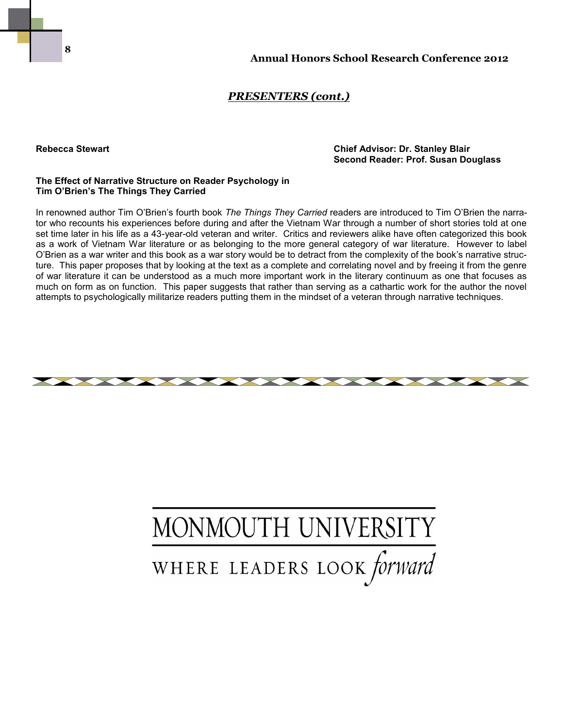## *PRESENTERS (cont.)*

**Rebecca Stewart**

**Chief Advisor: Dr. Stanley Blair**
**Second Reader: Prof. Susan Douglass**

**The Effect of Narrative Structure on Reader Psychology in Tim O'Brien's The Things They Carried**

In renowned author Tim O'Brien's fourth book *The Things They Carried* readers are introduced to Tim O'Brien the narrator who recounts his experiences before during and after the Vietnam War through a number of short stories told at one set time later in his life as a 43-year-old veteran and writer. Critics and reviewers alike have often categorized this book as a work of Vietnam War literature or as belonging to the more general category of war literature. However to label O'Brien as a war writer and this book as a war story would be to detract from the complexity of the book's narrative structure. This paper proposes that by looking at the text as a complete and correlating novel and by freeing it from the genre of war literature it can be understood as a much more important work in the literary continuum as one that focuses as much on form as on function. This paper suggests that rather than serving as a cathartic work for the author the novel attempts to psychologically militarize readers putting them in the mindset of a veteran through narrative techniques.

MONMOUTH UNIVERSITY

WHERE LEADERS LOOK *forward*